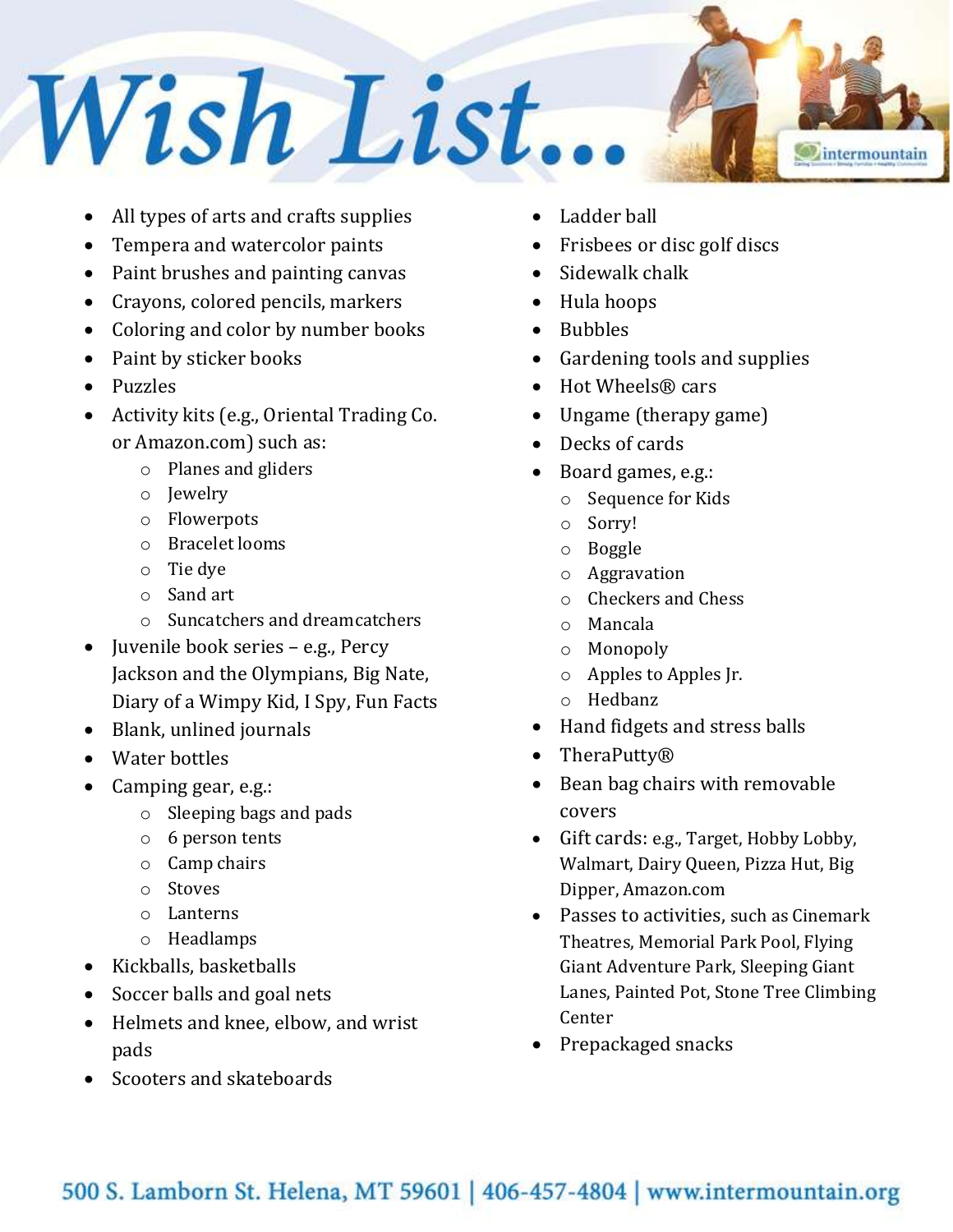# Wish List...

- All types of arts and crafts supplies
- Tempera and watercolor paints
- Paint brushes and painting canvas
- Crayons, colored pencils, markers
- Coloring and color by number books
- Paint by sticker books
- Puzzles
- Activity kits (e.g., Oriental Trading Co. or Amazon.com) such as:
  - Planes and gliders
  - Jewelry
  - Flowerpots
  - Bracelet looms
  - Tie dye
  - Sand art
  - Suncatchers and dreamcatchers
- Juvenile book series – e.g., Percy Jackson and the Olympians, Big Nate, Diary of a Wimpy Kid, I Spy, Fun Facts
- Blank, unlined journals
- Water bottles
- Camping gear, e.g.:
  - Sleeping bags and pads
  - 6 person tents
  - Camp chairs
  - Stoves
  - Lanterns
  - Headlamps
- Kickballs, basketballs
- Soccer balls and goal nets
- Helmets and knee, elbow, and wrist pads
- Scooters and skateboards
- Ladder ball
- Frisbees or disc golf discs
- Sidewalk chalk
- Hula hoops
- Bubbles
- Gardening tools and supplies
- Hot Wheels® cars
- Ungame (therapy game)
- Decks of cards
- Board games, e.g.:
  - Sequence for Kids
  - Sorry!
  - Boggle
  - Aggravation
  - Checkers and Chess
  - Mancala
  - Monopoly
  - Apples to Apples Jr.
  - Hedbanz
- Hand fidgets and stress balls
- TheraPutty®
- Bean bag chairs with removable covers
- Gift cards: e.g., Target, Hobby Lobby, Walmart, Dairy Queen, Pizza Hut, Big Dipper, Amazon.com
- Passes to activities, such as Cinemark Theatres, Memorial Park Pool, Flying Giant Adventure Park, Sleeping Giant Lanes, Painted Pot, Stone Tree Climbing Center
- Prepackaged snacks

500 S. Lamborn St. Helena, MT 59601 | 406-457-4804 | www.intermountain.org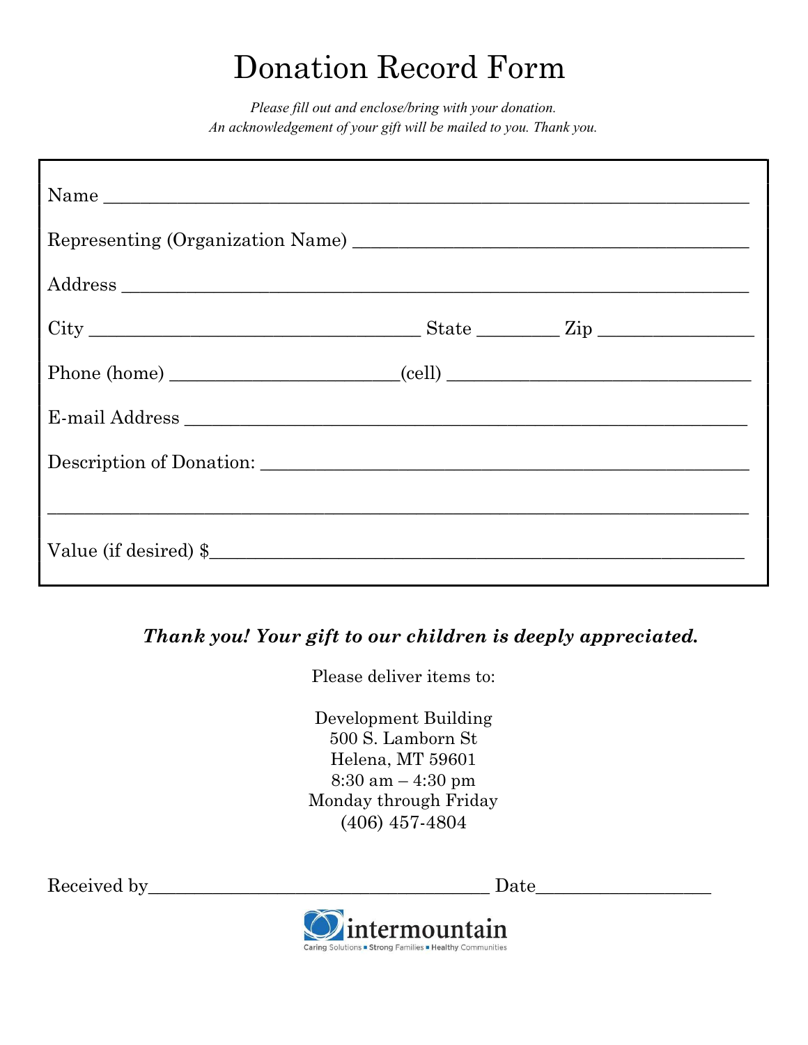# Donation Record Form

*Please fill out and enclose/bring with your donation.*
*An acknowledgement of your gift will be mailed to you. Thank you.*

Name ___________________________________________________________________

Representing (Organization Name) ________________________________________

Address _________________________________________________________________

City ___________________________________ State _________ Zip ________________

Phone (home) _________________________(cell) ___________________________________

E-mail Address ___________________________________________________________

Description of Donation: ____________________________________________________

_________________________________________________________________________

Value (if desired) $__________________________________________________________

***Thank you! Your gift to our children is deeply appreciated.***

Please deliver items to:

Development Building
500 S. Lamborn St
Helena, MT 59601
8:30 am – 4:30 pm
Monday through Friday
(406) 457-4804

Received by______________________________________ Date___________________

intermountain
Caring Solutions ▪ Strong Families ▪ Healthy Communities